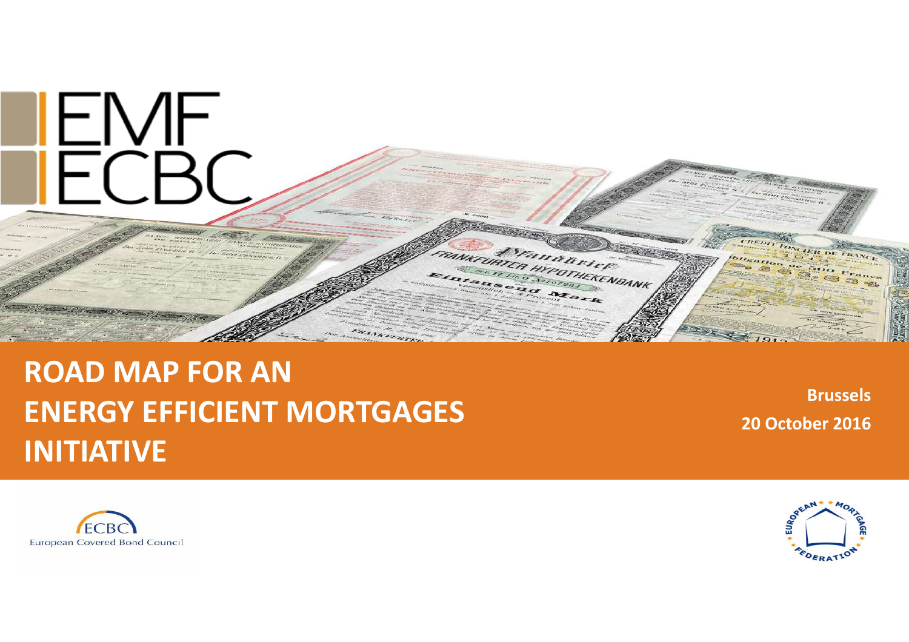# ROAD MAP FOR AN ENERGY EFFICIENT MORTGAGES INITIATIVE

**Brussels**

**20 October 2016**

European Covered Bond Council

European Mortgage Federation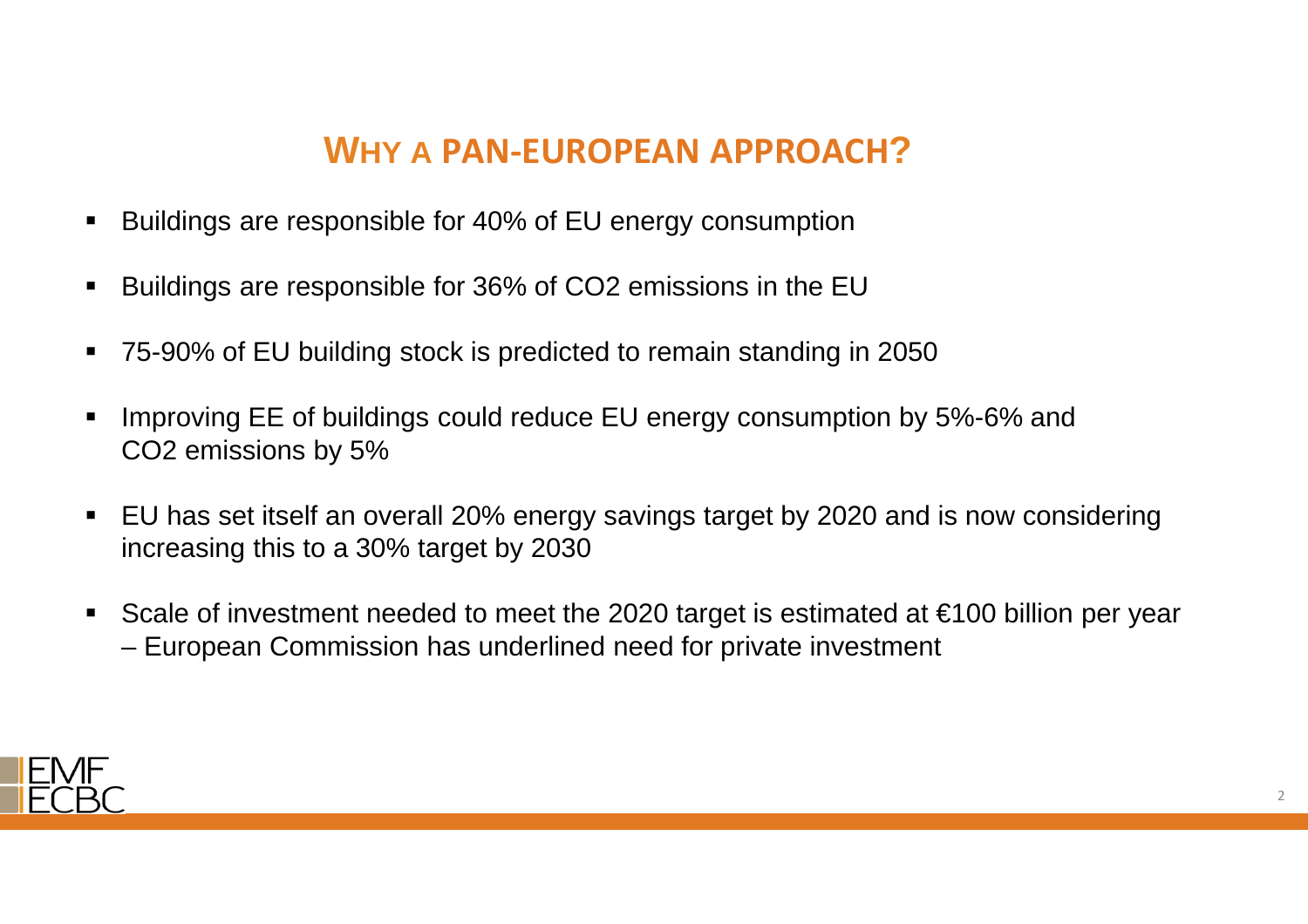# WHY A PAN-EUROPEAN APPROACH?

- Buildings are responsible for 40% of EU energy consumption
- Buildings are responsible for 36% of $CO_2$ emissions in the EU
- 75-90% of EU building stock is predicted to remain standing in 2050
- Improving EE of buildings could reduce EU energy consumption by 5%-6% and $CO_2$ emissions by 5%
- EU has set itself an overall 20% energy savings target by 2020 and is now considering increasing this to a 30% target by 2030
- Scale of investment needed to meet the 2020 target is estimated at €100 billion per year – European Commission has underlined need for private investment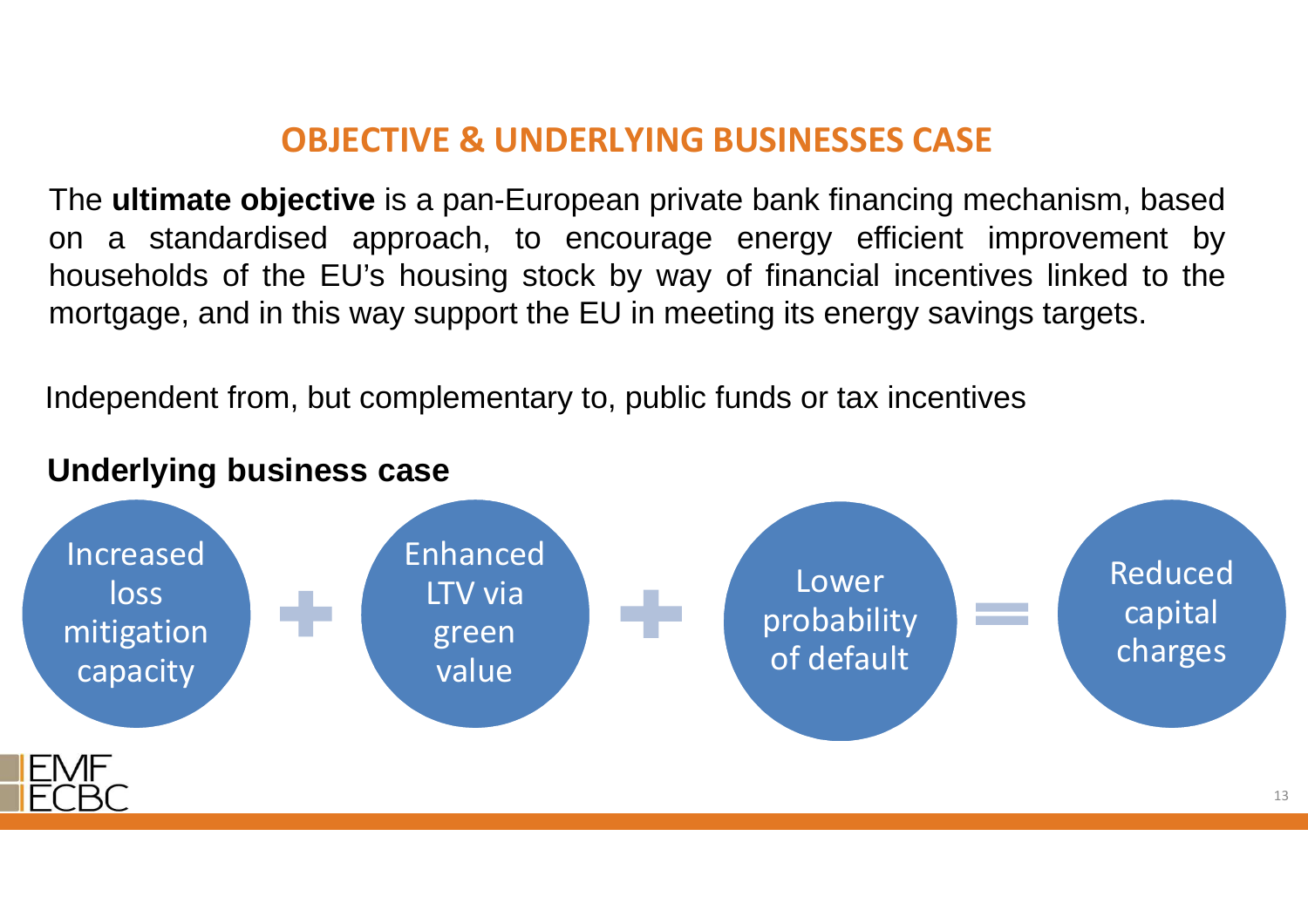## OBJECTIVE & UNDERLYING BUSINESSES CASE

The **ultimate objective** is a pan-European private bank financing mechanism, based on a standardised approach, to encourage energy efficient improvement by households of the EU's housing stock by way of financial incentives linked to the mortgage, and in this way support the EU in meeting its energy savings targets.

Independent from, but complementary to, public funds or tax incentives

**Underlying business case**

Increased loss mitigation capacity + Enhanced LTV via green value + Lower probability of default = Reduced capital charges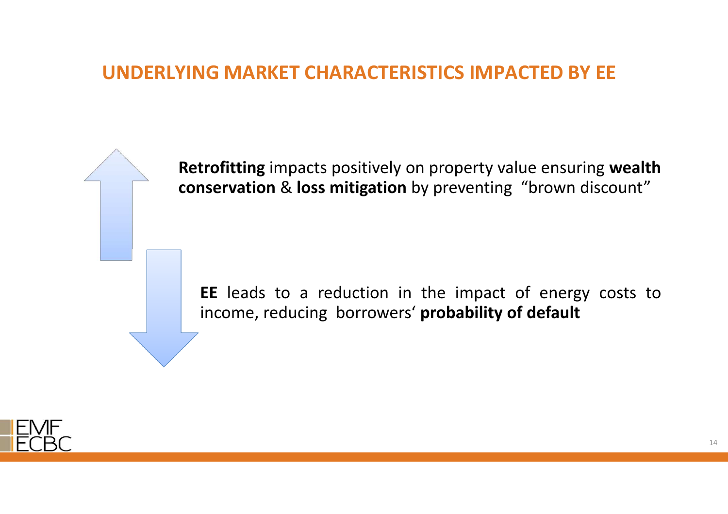# UNDERLYING MARKET CHARACTERISTICS IMPACTED BY EE

**Retrofitting** impacts positively on property value ensuring **wealth conservation** & **loss mitigation** by preventing "brown discount"

**EE** leads to a reduction in the impact of energy costs to income, reducing borrowers' **probability of default**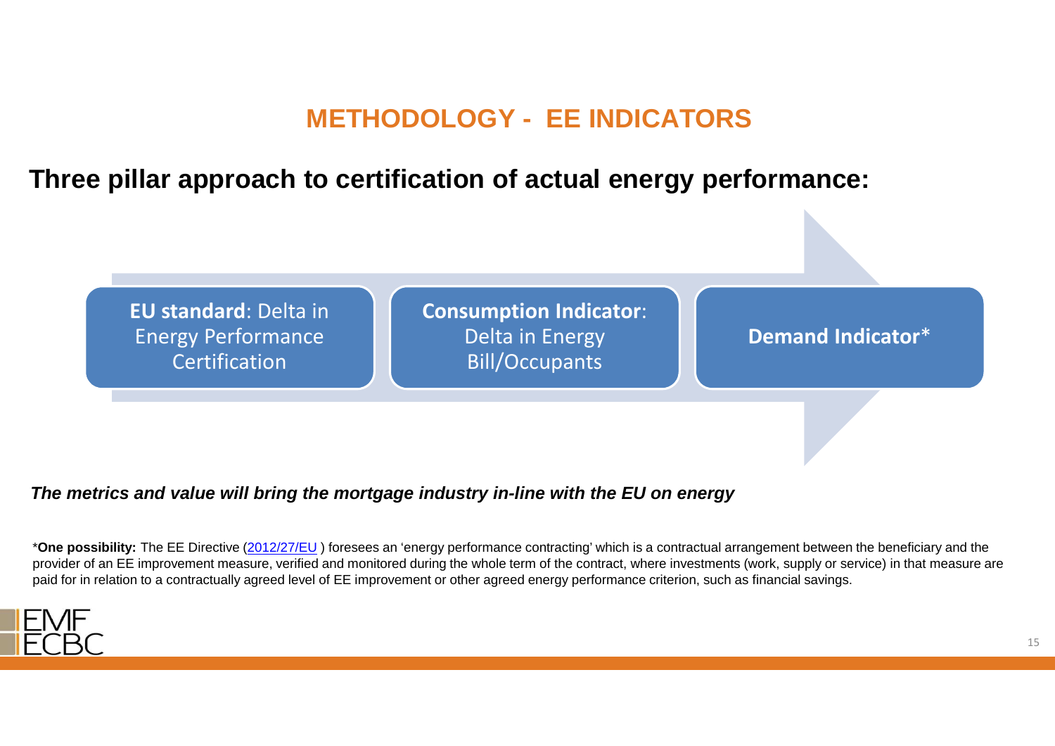# METHODOLOGY - EE INDICATORS

## Three pillar approach to certification of actual energy performance:

- **EU standard**: Delta in Energy Performance Certification
- **Consumption Indicator**: Delta in Energy Bill/Occupants
- **Demand Indicator***

***The metrics and value will bring the mortgage industry in-line with the EU on energy***

***One possibility:** The EE Directive (2012/27/EU ) foresees an 'energy performance contracting' which is a contractual arrangement between the beneficiary and the provider of an EE improvement measure, verified and monitored during the whole term of the contract, where investments (work, supply or service) in that measure are paid for in relation to a contractually agreed level of EE improvement or other agreed energy performance criterion, such as financial savings.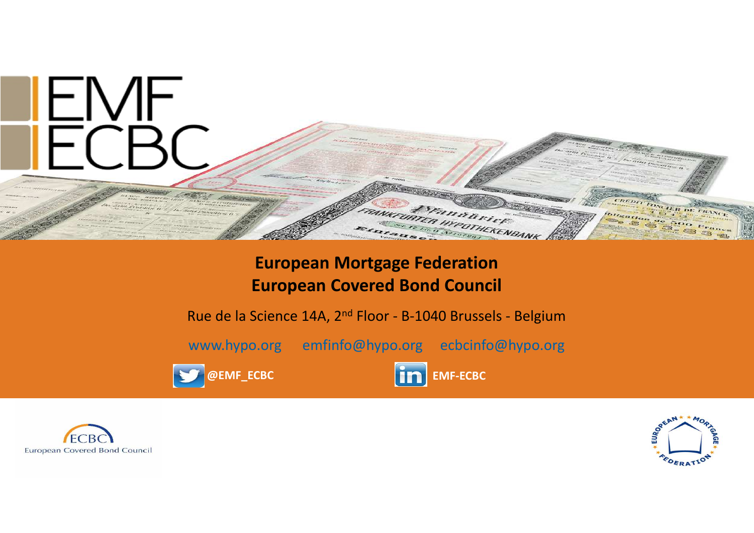EMF
ECBC

**European Mortgage Federation**
**European Covered Bond Council**

Rue de la Science 14A, 2nd Floor - B-1040 Brussels - Belgium

www.hypo.org emfinfo@hypo.org ecbcinfo@hypo.org

**@EMF_ECBC** **EMF-ECBC**

ECBC European Covered Bond Council

European Mortgage Federation